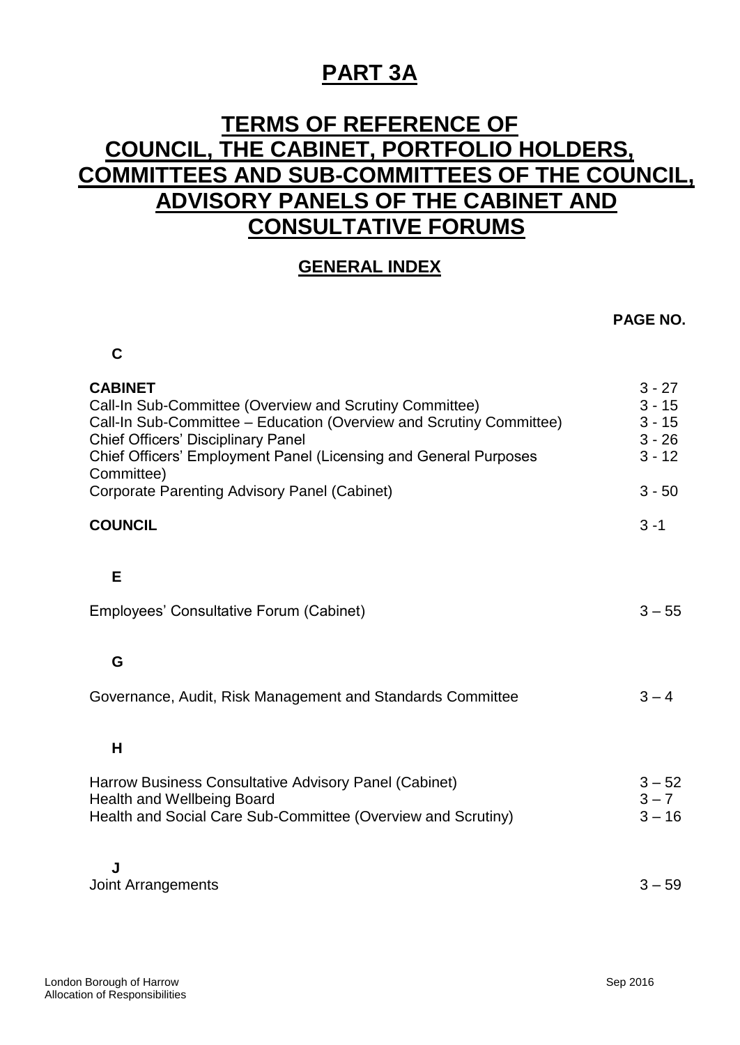# PART 3A

# TERMS OF REFERENCE OF COUNCIL, THE CABINET, PORTFOLIO HOLDERS, COMMITTEES AND SUB-COMMITTEES OF THE COUNCIL, ADVISORY PANELS OF THE CABINET AND CONSULTATIVE FORUMS

## GENERAL INDEX

| | PAGE NO. |
|---|---|
| **C** | |
| **CABINET** | 3 - 27 |
| Call-In Sub-Committee (Overview and Scrutiny Committee) | 3 - 15 |
| Call-In Sub-Committee – Education (Overview and Scrutiny Committee) | 3 - 15 |
| Chief Officers' Disciplinary Panel | 3 - 26 |
| Chief Officers' Employment Panel (Licensing and General Purposes Committee) | 3 - 12 |
| Corporate Parenting Advisory Panel (Cabinet) | 3 - 50 |
| **COUNCIL** | 3 -1 |
| **E** | |
| Employees' Consultative Forum (Cabinet) | 3 – 55 |
| **G** | |
| Governance, Audit, Risk Management and Standards Committee | 3 – 4 |
| **H** | |
| Harrow Business Consultative Advisory Panel (Cabinet) | 3 – 52 |
| Health and Wellbeing Board | 3 – 7 |
| Health and Social Care Sub-Committee (Overview and Scrutiny) | 3 – 16 |
| **J** | |
| Joint Arrangements | 3 – 59 |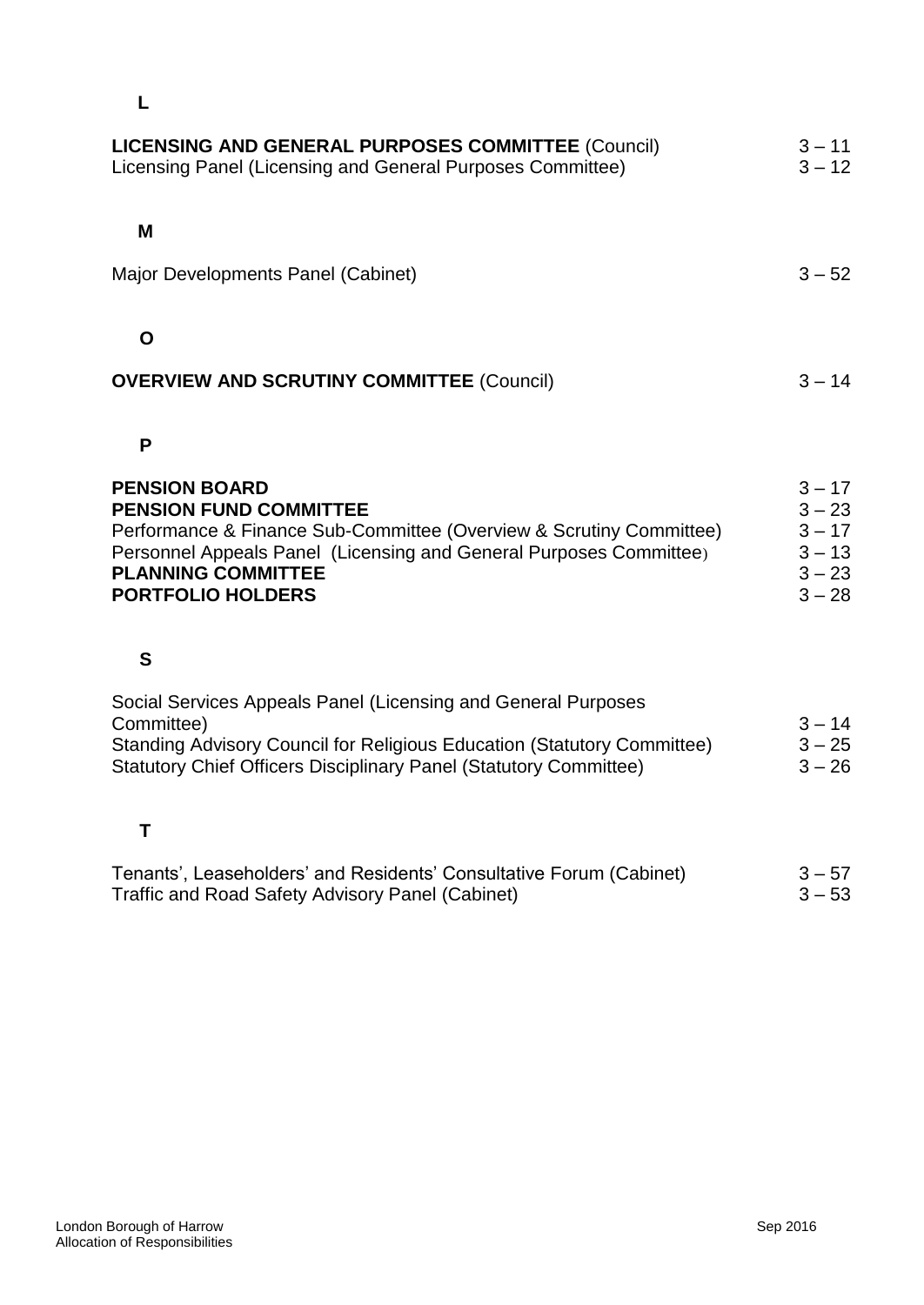**L**

| | |
|---|---|
| **LICENSING AND GENERAL PURPOSES COMMITTEE** (Council) | 3 – 11 |
| Licensing Panel (Licensing and General Purposes Committee) | 3 – 12 |

**M**

| | |
|---|---|
| Major Developments Panel (Cabinet) | 3 – 52 |

**O**

| | |
|---|---|
| **OVERVIEW AND SCRUTINY COMMITTEE** (Council) | 3 – 14 |

**P**

| | |
|---|---|
| **PENSION BOARD** | 3 – 17 |
| **PENSION FUND COMMITTEE** | 3 – 23 |
| Performance & Finance Sub-Committee (Overview & Scrutiny Committee) | 3 – 17 |
| Personnel Appeals Panel (Licensing and General Purposes Committee) | 3 – 13 |
| **PLANNING COMMITTEE** | 3 – 23 |
| **PORTFOLIO HOLDERS** | 3 – 28 |

**S**

| | |
|---|---|
| Social Services Appeals Panel (Licensing and General Purposes Committee) | 3 – 14 |
| Standing Advisory Council for Religious Education (Statutory Committee) | 3 – 25 |
| Statutory Chief Officers Disciplinary Panel (Statutory Committee) | 3 – 26 |

**T**

| | |
|---|---|
| Tenants', Leaseholders' and Residents' Consultative Forum (Cabinet) | 3 – 57 |
| Traffic and Road Safety Advisory Panel (Cabinet) | 3 – 53 |